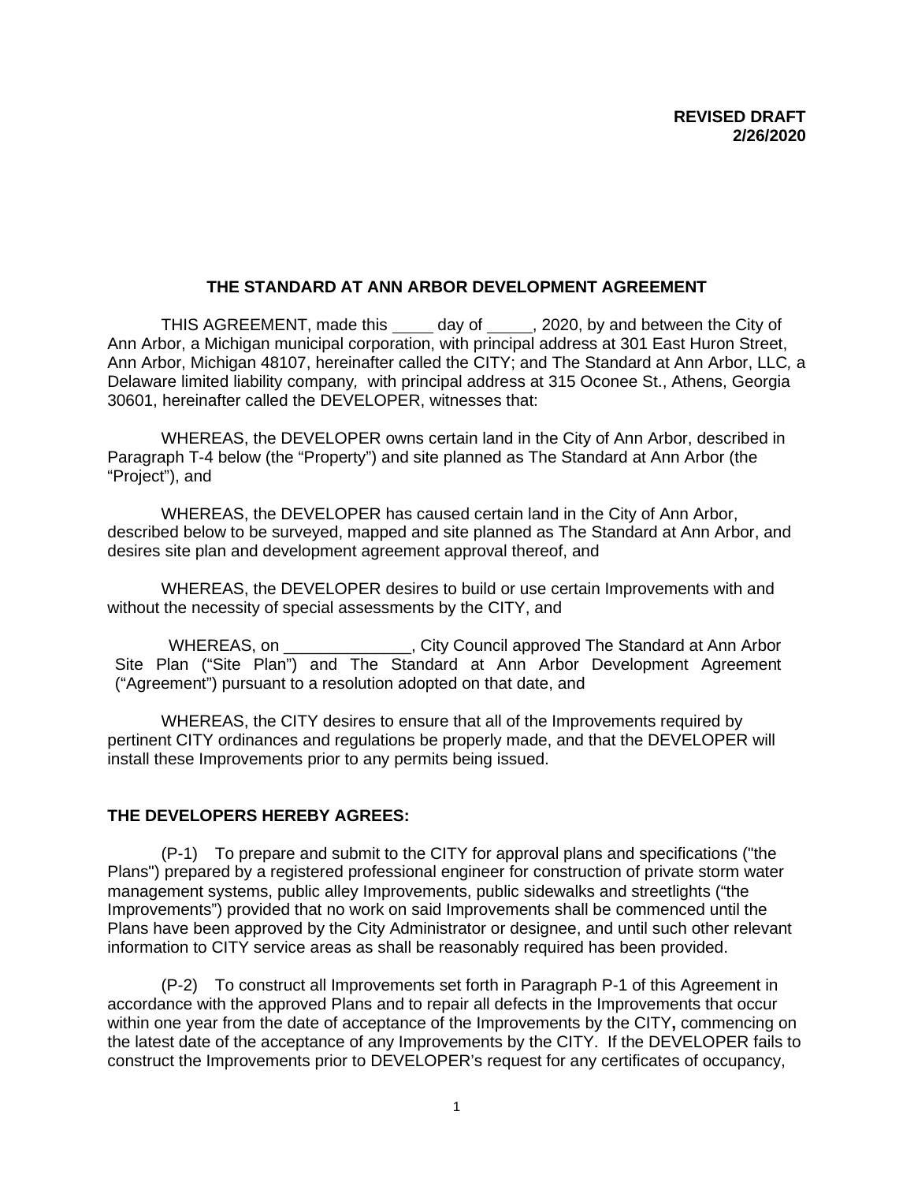**REVISED DRAFT**
**2/26/2020**

# THE STANDARD AT ANN ARBOR DEVELOPMENT AGREEMENT

THIS AGREEMENT, made this ____ day of _____, 2020, by and between the City of Ann Arbor, a Michigan municipal corporation, with principal address at 301 East Huron Street, Ann Arbor, Michigan 48107, hereinafter called the CITY; and The Standard at Ann Arbor, LLC*,* a Delaware limited liability company*,* with principal address at 315 Oconee St., Athens, Georgia 30601, hereinafter called the DEVELOPER, witnesses that:

WHEREAS, the DEVELOPER owns certain land in the City of Ann Arbor, described in Paragraph T-4 below (the "Property") and site planned as The Standard at Ann Arbor (the "Project"), and

WHEREAS, the DEVELOPER has caused certain land in the City of Ann Arbor, described below to be surveyed, mapped and site planned as The Standard at Ann Arbor, and desires site plan and development agreement approval thereof, and

WHEREAS, the DEVELOPER desires to build or use certain Improvements with and without the necessity of special assessments by the CITY, and

WHEREAS, on ______________, City Council approved The Standard at Ann Arbor Site Plan ("Site Plan") and The Standard at Ann Arbor Development Agreement ("Agreement") pursuant to a resolution adopted on that date, and

WHEREAS, the CITY desires to ensure that all of the Improvements required by pertinent CITY ordinances and regulations be properly made, and that the DEVELOPER will install these Improvements prior to any permits being issued.

**THE DEVELOPERS HEREBY AGREES:**

(P-1) To prepare and submit to the CITY for approval plans and specifications ("the Plans") prepared by a registered professional engineer for construction of private storm water management systems, public alley Improvements, public sidewalks and streetlights ("the Improvements") provided that no work on said Improvements shall be commenced until the Plans have been approved by the City Administrator or designee, and until such other relevant information to CITY service areas as shall be reasonably required has been provided.

(P-2) To construct all Improvements set forth in Paragraph P-1 of this Agreement in accordance with the approved Plans and to repair all defects in the Improvements that occur within one year from the date of acceptance of the Improvements by the CITY**,** commencing on the latest date of the acceptance of any Improvements by the CITY. If the DEVELOPER fails to construct the Improvements prior to DEVELOPER's request for any certificates of occupancy,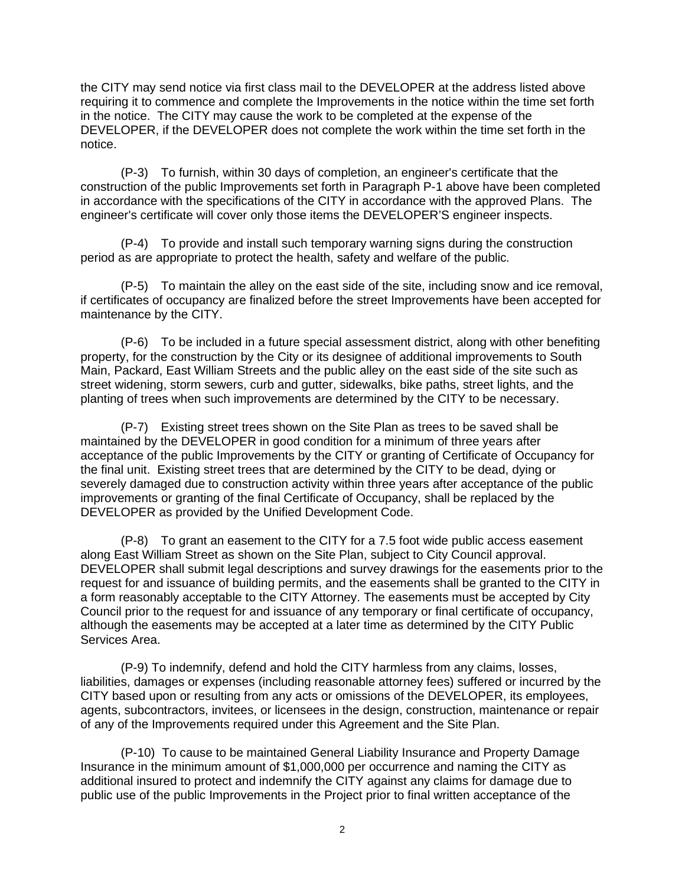the CITY may send notice via first class mail to the DEVELOPER at the address listed above requiring it to commence and complete the Improvements in the notice within the time set forth in the notice. The CITY may cause the work to be completed at the expense of the DEVELOPER, if the DEVELOPER does not complete the work within the time set forth in the notice.

(P-3) To furnish, within 30 days of completion, an engineer's certificate that the construction of the public Improvements set forth in Paragraph P-1 above have been completed in accordance with the specifications of the CITY in accordance with the approved Plans. The engineer's certificate will cover only those items the DEVELOPER'S engineer inspects.

(P-4) To provide and install such temporary warning signs during the construction period as are appropriate to protect the health, safety and welfare of the public.

(P-5) To maintain the alley on the east side of the site, including snow and ice removal, if certificates of occupancy are finalized before the street Improvements have been accepted for maintenance by the CITY.

(P-6) To be included in a future special assessment district, along with other benefiting property, for the construction by the City or its designee of additional improvements to South Main, Packard, East William Streets and the public alley on the east side of the site such as street widening, storm sewers, curb and gutter, sidewalks, bike paths, street lights, and the planting of trees when such improvements are determined by the CITY to be necessary.

(P-7) Existing street trees shown on the Site Plan as trees to be saved shall be maintained by the DEVELOPER in good condition for a minimum of three years after acceptance of the public Improvements by the CITY or granting of Certificate of Occupancy for the final unit. Existing street trees that are determined by the CITY to be dead, dying or severely damaged due to construction activity within three years after acceptance of the public improvements or granting of the final Certificate of Occupancy, shall be replaced by the DEVELOPER as provided by the Unified Development Code.

(P-8) To grant an easement to the CITY for a 7.5 foot wide public access easement along East William Street as shown on the Site Plan, subject to City Council approval. DEVELOPER shall submit legal descriptions and survey drawings for the easements prior to the request for and issuance of building permits, and the easements shall be granted to the CITY in a form reasonably acceptable to the CITY Attorney. The easements must be accepted by City Council prior to the request for and issuance of any temporary or final certificate of occupancy, although the easements may be accepted at a later time as determined by the CITY Public Services Area.

(P-9) To indemnify, defend and hold the CITY harmless from any claims, losses, liabilities, damages or expenses (including reasonable attorney fees) suffered or incurred by the CITY based upon or resulting from any acts or omissions of the DEVELOPER, its employees, agents, subcontractors, invitees, or licensees in the design, construction, maintenance or repair of any of the Improvements required under this Agreement and the Site Plan.

(P-10) To cause to be maintained General Liability Insurance and Property Damage Insurance in the minimum amount of $1,000,000 per occurrence and naming the CITY as additional insured to protect and indemnify the CITY against any claims for damage due to public use of the public Improvements in the Project prior to final written acceptance of the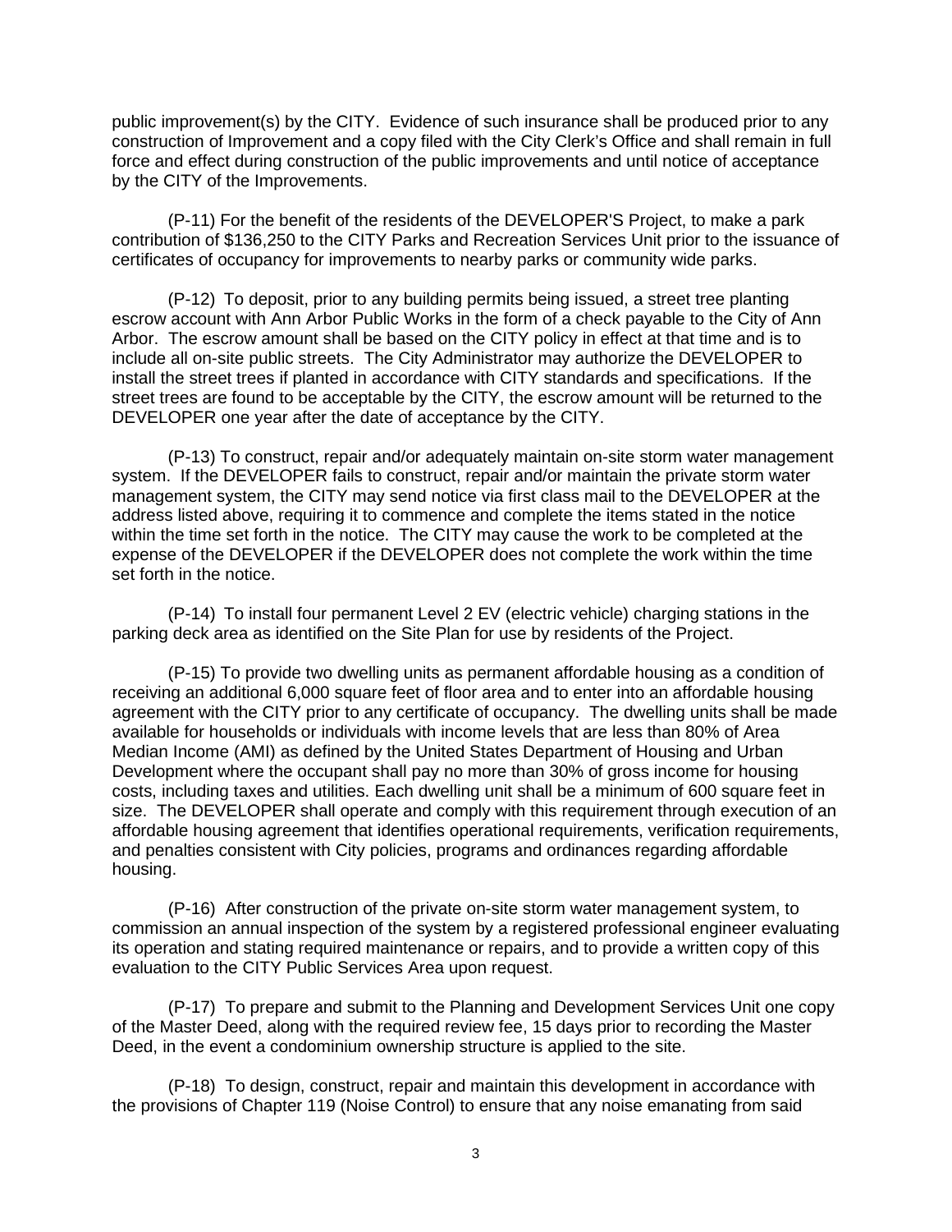public improvement(s) by the CITY. Evidence of such insurance shall be produced prior to any construction of Improvement and a copy filed with the City Clerk's Office and shall remain in full force and effect during construction of the public improvements and until notice of acceptance by the CITY of the Improvements.

(P-11) For the benefit of the residents of the DEVELOPER'S Project, to make a park contribution of $136,250 to the CITY Parks and Recreation Services Unit prior to the issuance of certificates of occupancy for improvements to nearby parks or community wide parks.

(P-12) To deposit, prior to any building permits being issued, a street tree planting escrow account with Ann Arbor Public Works in the form of a check payable to the City of Ann Arbor. The escrow amount shall be based on the CITY policy in effect at that time and is to include all on-site public streets. The City Administrator may authorize the DEVELOPER to install the street trees if planted in accordance with CITY standards and specifications. If the street trees are found to be acceptable by the CITY, the escrow amount will be returned to the DEVELOPER one year after the date of acceptance by the CITY.

(P-13) To construct, repair and/or adequately maintain on-site storm water management system. If the DEVELOPER fails to construct, repair and/or maintain the private storm water management system, the CITY may send notice via first class mail to the DEVELOPER at the address listed above, requiring it to commence and complete the items stated in the notice within the time set forth in the notice. The CITY may cause the work to be completed at the expense of the DEVELOPER if the DEVELOPER does not complete the work within the time set forth in the notice.

(P-14) To install four permanent Level 2 EV (electric vehicle) charging stations in the parking deck area as identified on the Site Plan for use by residents of the Project.

(P-15) To provide two dwelling units as permanent affordable housing as a condition of receiving an additional 6,000 square feet of floor area and to enter into an affordable housing agreement with the CITY prior to any certificate of occupancy. The dwelling units shall be made available for households or individuals with income levels that are less than 80% of Area Median Income (AMI) as defined by the United States Department of Housing and Urban Development where the occupant shall pay no more than 30% of gross income for housing costs, including taxes and utilities. Each dwelling unit shall be a minimum of 600 square feet in size. The DEVELOPER shall operate and comply with this requirement through execution of an affordable housing agreement that identifies operational requirements, verification requirements, and penalties consistent with City policies, programs and ordinances regarding affordable housing.

(P-16) After construction of the private on-site storm water management system, to commission an annual inspection of the system by a registered professional engineer evaluating its operation and stating required maintenance or repairs, and to provide a written copy of this evaluation to the CITY Public Services Area upon request.

(P-17) To prepare and submit to the Planning and Development Services Unit one copy of the Master Deed, along with the required review fee, 15 days prior to recording the Master Deed, in the event a condominium ownership structure is applied to the site.

(P-18) To design, construct, repair and maintain this development in accordance with the provisions of Chapter 119 (Noise Control) to ensure that any noise emanating from said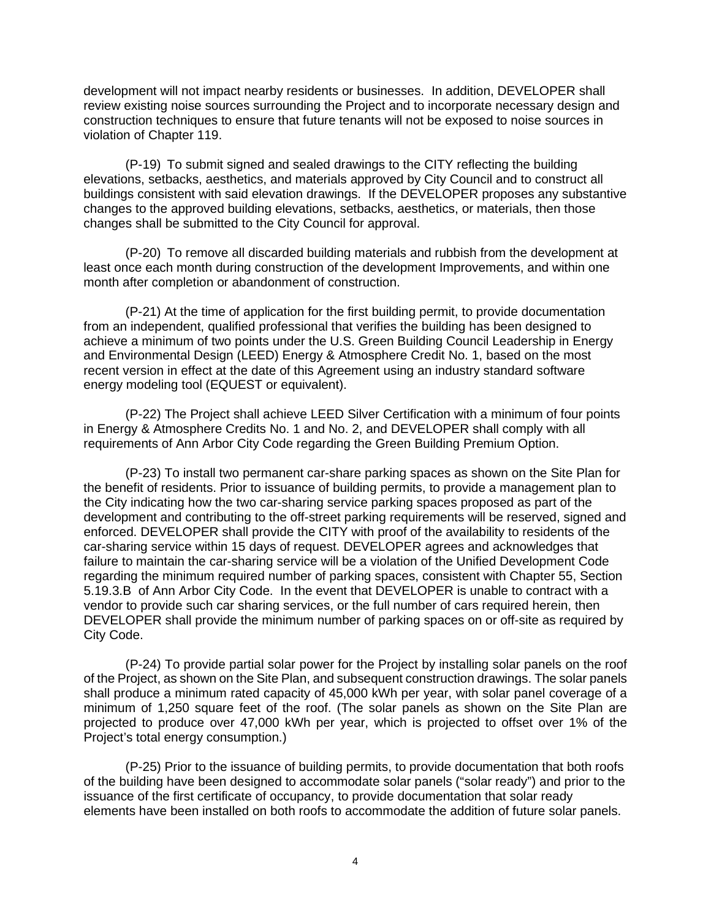development will not impact nearby residents or businesses. In addition, DEVELOPER shall review existing noise sources surrounding the Project and to incorporate necessary design and construction techniques to ensure that future tenants will not be exposed to noise sources in violation of Chapter 119.

(P-19) To submit signed and sealed drawings to the CITY reflecting the building elevations, setbacks, aesthetics, and materials approved by City Council and to construct all buildings consistent with said elevation drawings. If the DEVELOPER proposes any substantive changes to the approved building elevations, setbacks, aesthetics, or materials, then those changes shall be submitted to the City Council for approval.

(P-20) To remove all discarded building materials and rubbish from the development at least once each month during construction of the development Improvements, and within one month after completion or abandonment of construction.

(P-21) At the time of application for the first building permit, to provide documentation from an independent, qualified professional that verifies the building has been designed to achieve a minimum of two points under the U.S. Green Building Council Leadership in Energy and Environmental Design (LEED) Energy & Atmosphere Credit No. 1, based on the most recent version in effect at the date of this Agreement using an industry standard software energy modeling tool (EQUEST or equivalent).

(P-22) The Project shall achieve LEED Silver Certification with a minimum of four points in Energy & Atmosphere Credits No. 1 and No. 2, and DEVELOPER shall comply with all requirements of Ann Arbor City Code regarding the Green Building Premium Option.

(P-23) To install two permanent car-share parking spaces as shown on the Site Plan for the benefit of residents. Prior to issuance of building permits, to provide a management plan to the City indicating how the two car-sharing service parking spaces proposed as part of the development and contributing to the off-street parking requirements will be reserved, signed and enforced. DEVELOPER shall provide the CITY with proof of the availability to residents of the car-sharing service within 15 days of request. DEVELOPER agrees and acknowledges that failure to maintain the car-sharing service will be a violation of the Unified Development Code regarding the minimum required number of parking spaces, consistent with Chapter 55, Section 5.19.3.B of Ann Arbor City Code. In the event that DEVELOPER is unable to contract with a vendor to provide such car sharing services, or the full number of cars required herein, then DEVELOPER shall provide the minimum number of parking spaces on or off-site as required by City Code.

(P-24) To provide partial solar power for the Project by installing solar panels on the roof of the Project, as shown on the Site Plan, and subsequent construction drawings. The solar panels shall produce a minimum rated capacity of 45,000 kWh per year, with solar panel coverage of a minimum of 1,250 square feet of the roof. (The solar panels as shown on the Site Plan are projected to produce over 47,000 kWh per year, which is projected to offset over 1% of the Project's total energy consumption.)

(P-25) Prior to the issuance of building permits, to provide documentation that both roofs of the building have been designed to accommodate solar panels ("solar ready") and prior to the issuance of the first certificate of occupancy, to provide documentation that solar ready elements have been installed on both roofs to accommodate the addition of future solar panels.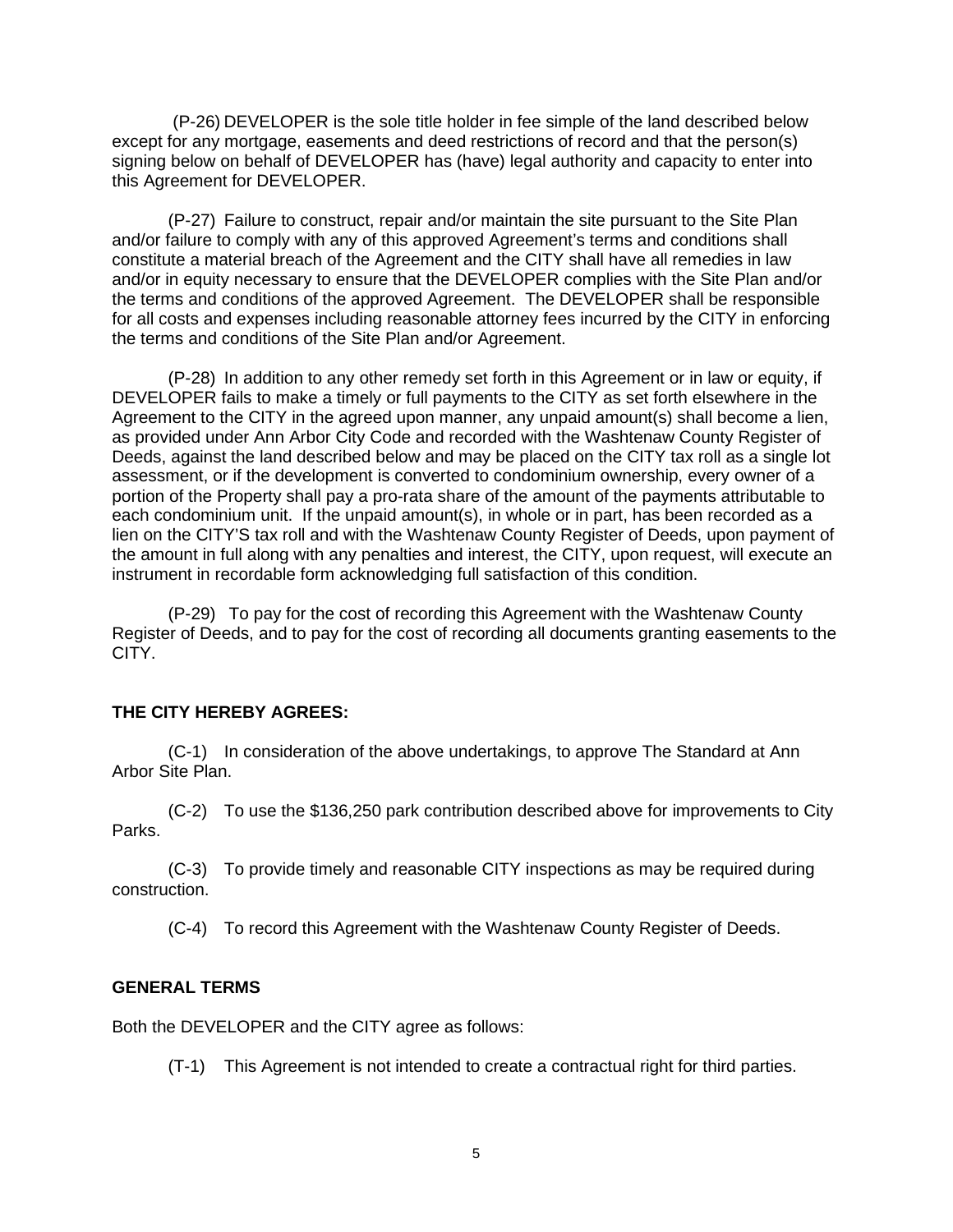(P-26) DEVELOPER is the sole title holder in fee simple of the land described below except for any mortgage, easements and deed restrictions of record and that the person(s) signing below on behalf of DEVELOPER has (have) legal authority and capacity to enter into this Agreement for DEVELOPER.

(P-27) Failure to construct, repair and/or maintain the site pursuant to the Site Plan and/or failure to comply with any of this approved Agreement's terms and conditions shall constitute a material breach of the Agreement and the CITY shall have all remedies in law and/or in equity necessary to ensure that the DEVELOPER complies with the Site Plan and/or the terms and conditions of the approved Agreement. The DEVELOPER shall be responsible for all costs and expenses including reasonable attorney fees incurred by the CITY in enforcing the terms and conditions of the Site Plan and/or Agreement.

(P-28) In addition to any other remedy set forth in this Agreement or in law or equity, if DEVELOPER fails to make a timely or full payments to the CITY as set forth elsewhere in the Agreement to the CITY in the agreed upon manner, any unpaid amount(s) shall become a lien, as provided under Ann Arbor City Code and recorded with the Washtenaw County Register of Deeds, against the land described below and may be placed on the CITY tax roll as a single lot assessment, or if the development is converted to condominium ownership, every owner of a portion of the Property shall pay a pro-rata share of the amount of the payments attributable to each condominium unit. If the unpaid amount(s), in whole or in part, has been recorded as a lien on the CITY'S tax roll and with the Washtenaw County Register of Deeds, upon payment of the amount in full along with any penalties and interest, the CITY, upon request, will execute an instrument in recordable form acknowledging full satisfaction of this condition.

(P-29) To pay for the cost of recording this Agreement with the Washtenaw County Register of Deeds, and to pay for the cost of recording all documents granting easements to the CITY.

**THE CITY HEREBY AGREES:**

(C-1) In consideration of the above undertakings, to approve The Standard at Ann Arbor Site Plan.

(C-2) To use the $136,250 park contribution described above for improvements to City Parks.

(C-3) To provide timely and reasonable CITY inspections as may be required during construction.

(C-4) To record this Agreement with the Washtenaw County Register of Deeds.

**GENERAL TERMS**

Both the DEVELOPER and the CITY agree as follows:

(T-1) This Agreement is not intended to create a contractual right for third parties.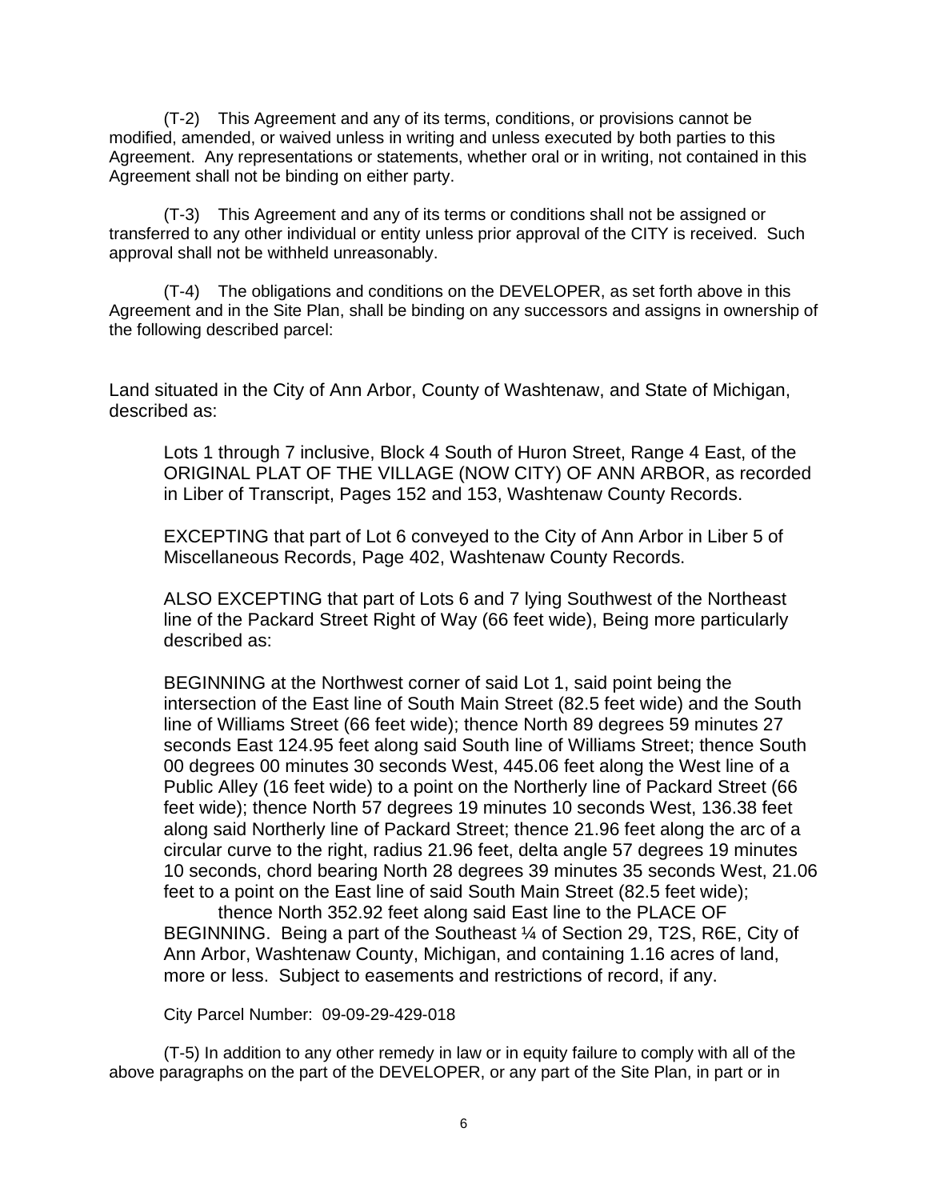(T-2) This Agreement and any of its terms, conditions, or provisions cannot be modified, amended, or waived unless in writing and unless executed by both parties to this Agreement. Any representations or statements, whether oral or in writing, not contained in this Agreement shall not be binding on either party.

(T-3) This Agreement and any of its terms or conditions shall not be assigned or transferred to any other individual or entity unless prior approval of the CITY is received. Such approval shall not be withheld unreasonably.

(T-4) The obligations and conditions on the DEVELOPER, as set forth above in this Agreement and in the Site Plan, shall be binding on any successors and assigns in ownership of the following described parcel:

Land situated in the City of Ann Arbor, County of Washtenaw, and State of Michigan, described as:

> Lots 1 through 7 inclusive, Block 4 South of Huron Street, Range 4 East, of the ORIGINAL PLAT OF THE VILLAGE (NOW CITY) OF ANN ARBOR, as recorded in Liber of Transcript, Pages 152 and 153, Washtenaw County Records.
>
> EXCEPTING that part of Lot 6 conveyed to the City of Ann Arbor in Liber 5 of Miscellaneous Records, Page 402, Washtenaw County Records.
>
> ALSO EXCEPTING that part of Lots 6 and 7 lying Southwest of the Northeast line of the Packard Street Right of Way (66 feet wide), Being more particularly described as:
>
> BEGINNING at the Northwest corner of said Lot 1, said point being the intersection of the East line of South Main Street (82.5 feet wide) and the South line of Williams Street (66 feet wide); thence North 89 degrees 59 minutes 27 seconds East 124.95 feet along said South line of Williams Street; thence South 00 degrees 00 minutes 30 seconds West, 445.06 feet along the West line of a Public Alley (16 feet wide) to a point on the Northerly line of Packard Street (66 feet wide); thence North 57 degrees 19 minutes 10 seconds West, 136.38 feet along said Northerly line of Packard Street; thence 21.96 feet along the arc of a circular curve to the right, radius 21.96 feet, delta angle 57 degrees 19 minutes 10 seconds, chord bearing North 28 degrees 39 minutes 35 seconds West, 21.06 feet to a point on the East line of said South Main Street (82.5 feet wide);
> thence North 352.92 feet along said East line to the PLACE OF BEGINNING. Being a part of the Southeast ¼ of Section 29, T2S, R6E, City of Ann Arbor, Washtenaw County, Michigan, and containing 1.16 acres of land, more or less. Subject to easements and restrictions of record, if any.
>
> City Parcel Number: 09-09-29-429-018

(T-5) In addition to any other remedy in law or in equity failure to comply with all of the above paragraphs on the part of the DEVELOPER, or any part of the Site Plan, in part or in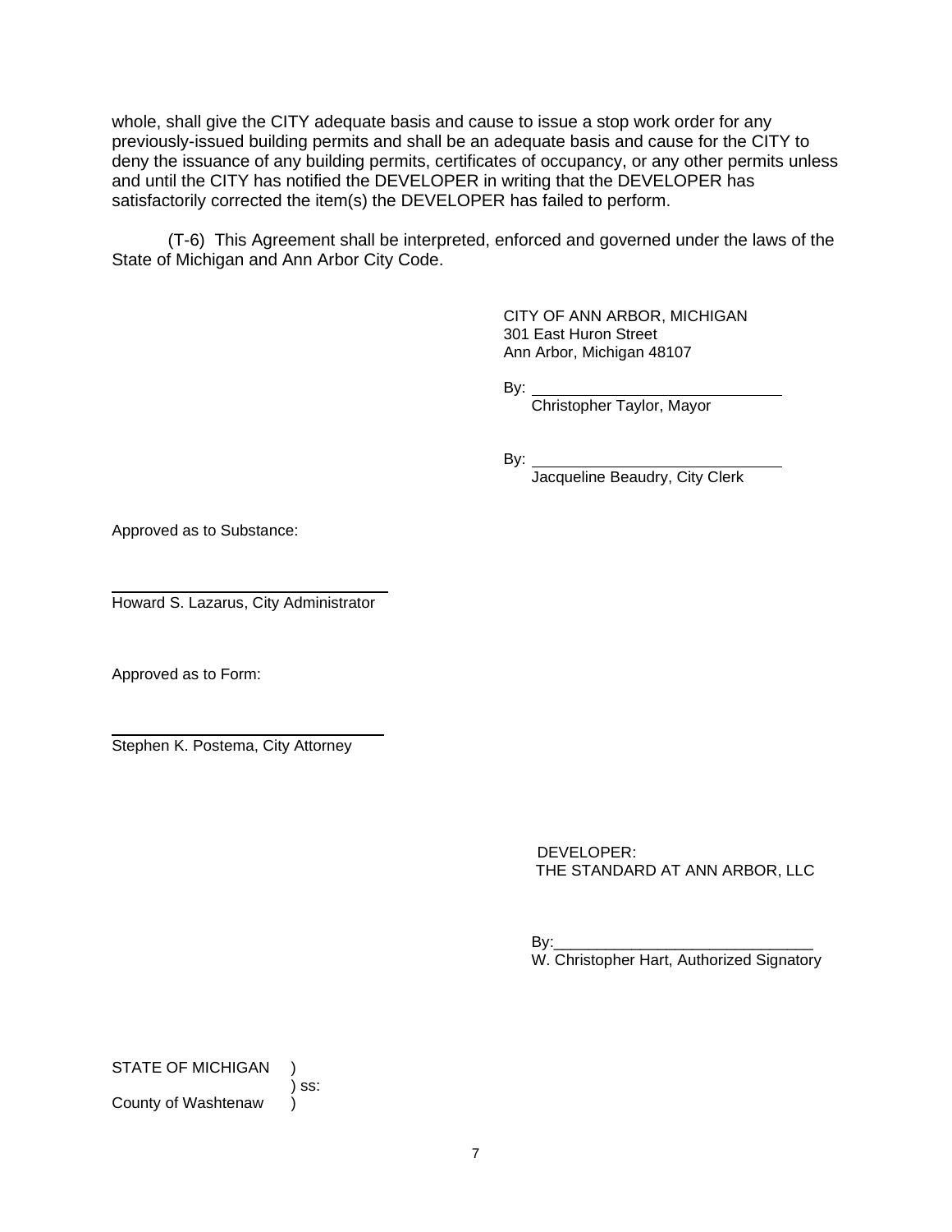whole, shall give the CITY adequate basis and cause to issue a stop work order for any previously-issued building permits and shall be an adequate basis and cause for the CITY to deny the issuance of any building permits, certificates of occupancy, or any other permits unless and until the CITY has notified the DEVELOPER in writing that the DEVELOPER has satisfactorily corrected the item(s) the DEVELOPER has failed to perform.

(T-6) This Agreement shall be interpreted, enforced and governed under the laws of the State of Michigan and Ann Arbor City Code.

CITY OF ANN ARBOR, MICHIGAN
301 East Huron Street
Ann Arbor, Michigan 48107

By: ______________________________
Christopher Taylor, Mayor

By: ______________________________
Jacqueline Beaudry, City Clerk

Approved as to Substance:

______________________________
Howard S. Lazarus, City Administrator

Approved as to Form:

______________________________
Stephen K. Postema, City Attorney

DEVELOPER:
THE STANDARD AT ANN ARBOR, LLC

By:______________________________
W. Christopher Hart, Authorized Signatory

STATE OF MICHIGAN )
) ss:
County of Washtenaw )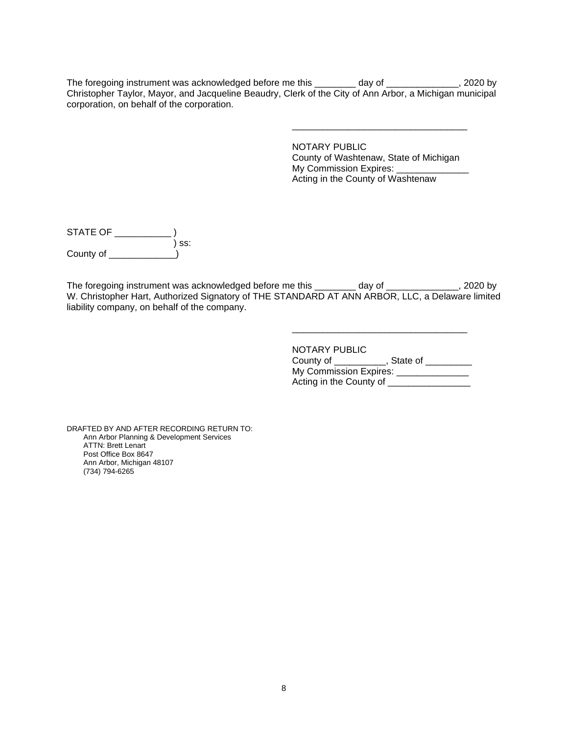The foregoing instrument was acknowledged before me this ________ day of ______________, 2020 by Christopher Taylor, Mayor, and Jacqueline Beaudry, Clerk of the City of Ann Arbor, a Michigan municipal corporation, on behalf of the corporation.

__________________________________

NOTARY PUBLIC
County of Washtenaw, State of Michigan
My Commission Expires: ______________
Acting in the County of Washtenaw

STATE OF ___________ )
) ss:
County of _____________)

The foregoing instrument was acknowledged before me this ________ day of ______________, 2020 by W. Christopher Hart, Authorized Signatory of THE STANDARD AT ANN ARBOR, LLC, a Delaware limited liability company, on behalf of the company.

__________________________________

NOTARY PUBLIC
County of __________, State of _________
My Commission Expires: ______________
Acting in the County of ________________

DRAFTED BY AND AFTER RECORDING RETURN TO:
Ann Arbor Planning & Development Services
ATTN: Brett Lenart
Post Office Box 8647
Ann Arbor, Michigan 48107
(734) 794-6265